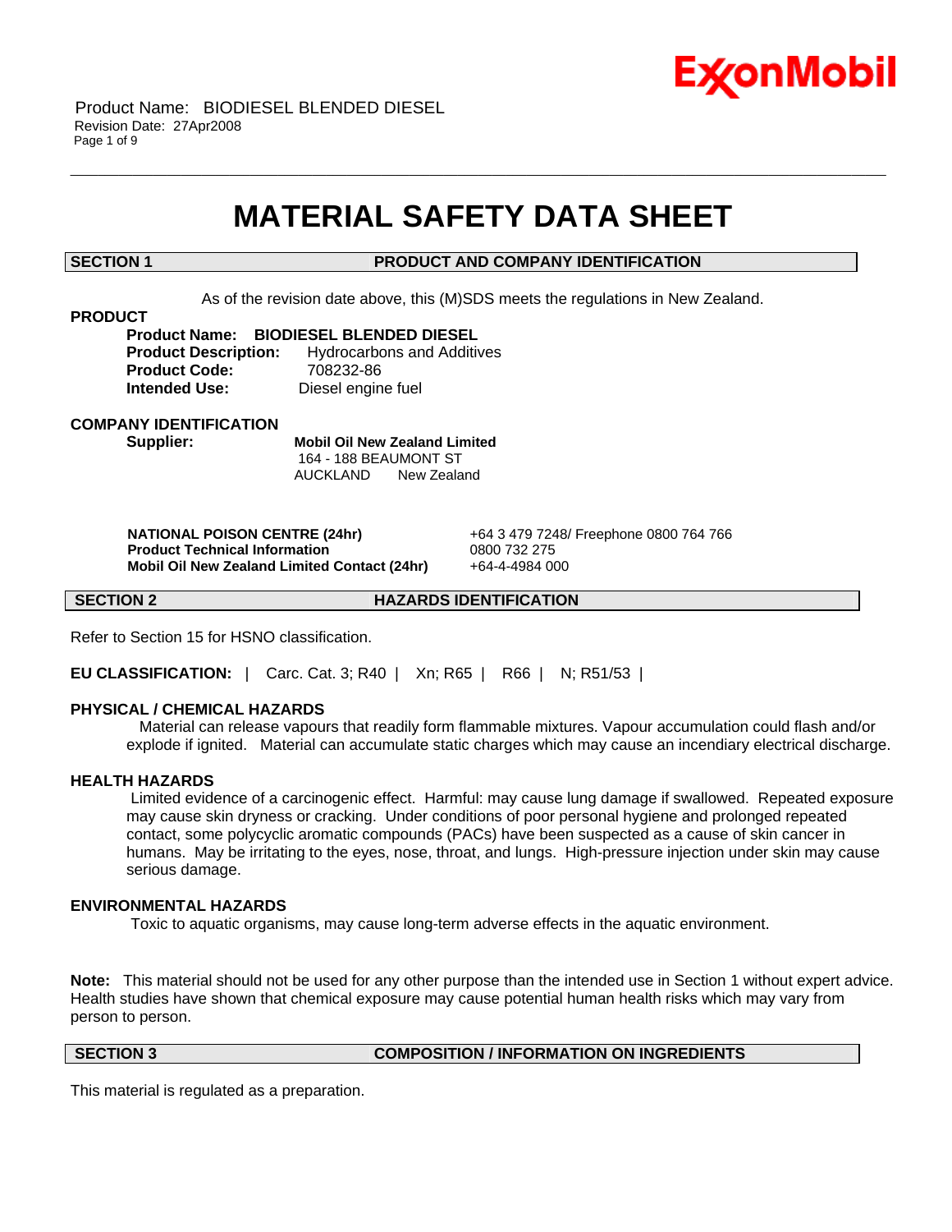# MATERIAL SAFETY DATA SHEET

## SECTION 1 PRODUCT AND COMPANY IDENTIFICATION

As of the revision date above, this (M)SDS meets the regulations in New Zealand.

### PRODUCT

**Product Name:** **BIODIESEL BLENDED DIESEL**
**Product Description:** Hydrocarbons and Additives
**Product Code:** 708232-86
**Intended Use:** Diesel engine fuel

### COMPANY IDENTIFICATION

**Supplier:** **Mobil Oil New Zealand Limited**
164 - 188 BEAUMONT ST
AUCKLAND New Zealand

| | |
|---|---|
| **NATIONAL POISON CENTRE (24hr)** | +64 3 479 7248/ Freephone 0800 764 766 |
| **Product Technical Information** | 0800 732 275 |
| **Mobil Oil New Zealand Limited Contact (24hr)** | +64-4-4984 000 |

## SECTION 2 HAZARDS IDENTIFICATION

Refer to Section 15 for HSNO classification.

**EU CLASSIFICATION:** | Carc. Cat. 3; R40 | Xn; R65 | R66 | N; R51/53 |

### PHYSICAL / CHEMICAL HAZARDS

Material can release vapours that readily form flammable mixtures. Vapour accumulation could flash and/or explode if ignited. Material can accumulate static charges which may cause an incendiary electrical discharge.

### HEALTH HAZARDS

Limited evidence of a carcinogenic effect. Harmful: may cause lung damage if swallowed. Repeated exposure may cause skin dryness or cracking. Under conditions of poor personal hygiene and prolonged repeated contact, some polycyclic aromatic compounds (PACs) have been suspected as a cause of skin cancer in humans. May be irritating to the eyes, nose, throat, and lungs. High-pressure injection under skin may cause serious damage.

### ENVIRONMENTAL HAZARDS

Toxic to aquatic organisms, may cause long-term adverse effects in the aquatic environment.

**Note:** This material should not be used for any other purpose than the intended use in Section 1 without expert advice. Health studies have shown that chemical exposure may cause potential human health risks which may vary from person to person.

## SECTION 3 COMPOSITION / INFORMATION ON INGREDIENTS

This material is regulated as a preparation.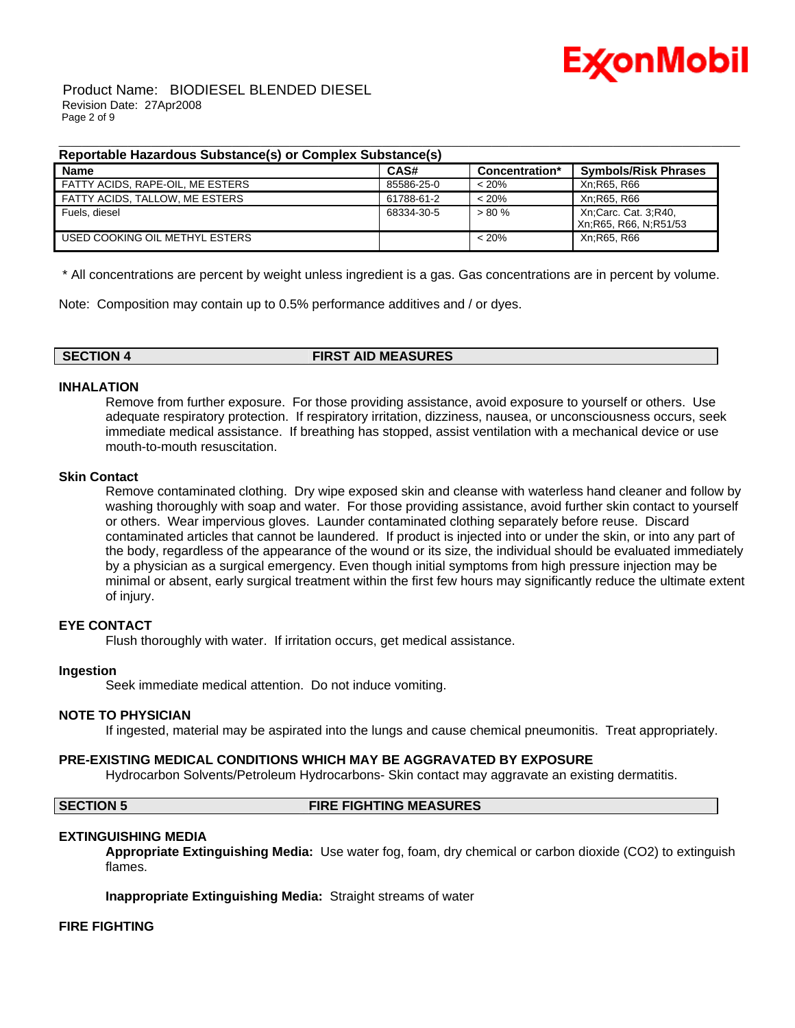**Reportable Hazardous Substance(s) or Complex Substance(s)**

| Name | CAS# | Concentration* | Symbols/Risk Phrases |
|---|---|---|---|
| FATTY ACIDS, RAPE-OIL, ME ESTERS | 85586-25-0 | < 20% | Xn;R65, R66 |
| FATTY ACIDS, TALLOW, ME ESTERS | 61788-61-2 | < 20% | Xn;R65, R66 |
| Fuels, diesel | 68334-30-5 | > 80 % | Xn;Carc. Cat. 3;R40, Xn;R65, R66, N;R51/53 |
| USED COOKING OIL METHYL ESTERS | | < 20% | Xn;R65, R66 |

\* All concentrations are percent by weight unless ingredient is a gas. Gas concentrations are in percent by volume.

Note: Composition may contain up to 0.5% performance additives and / or dyes.

## SECTION 4 FIRST AID MEASURES

### INHALATION

Remove from further exposure. For those providing assistance, avoid exposure to yourself or others. Use adequate respiratory protection. If respiratory irritation, dizziness, nausea, or unconsciousness occurs, seek immediate medical assistance. If breathing has stopped, assist ventilation with a mechanical device or use mouth-to-mouth resuscitation.

### Skin Contact

Remove contaminated clothing. Dry wipe exposed skin and cleanse with waterless hand cleaner and follow by washing thoroughly with soap and water. For those providing assistance, avoid further skin contact to yourself or others. Wear impervious gloves. Launder contaminated clothing separately before reuse. Discard contaminated articles that cannot be laundered. If product is injected into or under the skin, or into any part of the body, regardless of the appearance of the wound or its size, the individual should be evaluated immediately by a physician as a surgical emergency. Even though initial symptoms from high pressure injection may be minimal or absent, early surgical treatment within the first few hours may significantly reduce the ultimate extent of injury.

### EYE CONTACT

Flush thoroughly with water. If irritation occurs, get medical assistance.

### Ingestion

Seek immediate medical attention. Do not induce vomiting.

### NOTE TO PHYSICIAN

If ingested, material may be aspirated into the lungs and cause chemical pneumonitis. Treat appropriately.

### PRE-EXISTING MEDICAL CONDITIONS WHICH MAY BE AGGRAVATED BY EXPOSURE

Hydrocarbon Solvents/Petroleum Hydrocarbons- Skin contact may aggravate an existing dermatitis.

## SECTION 5 FIRE FIGHTING MEASURES

### EXTINGUISHING MEDIA

**Appropriate Extinguishing Media:** Use water fog, foam, dry chemical or carbon dioxide ($CO_2$) to extinguish flames.

**Inappropriate Extinguishing Media:** Straight streams of water

### FIRE FIGHTING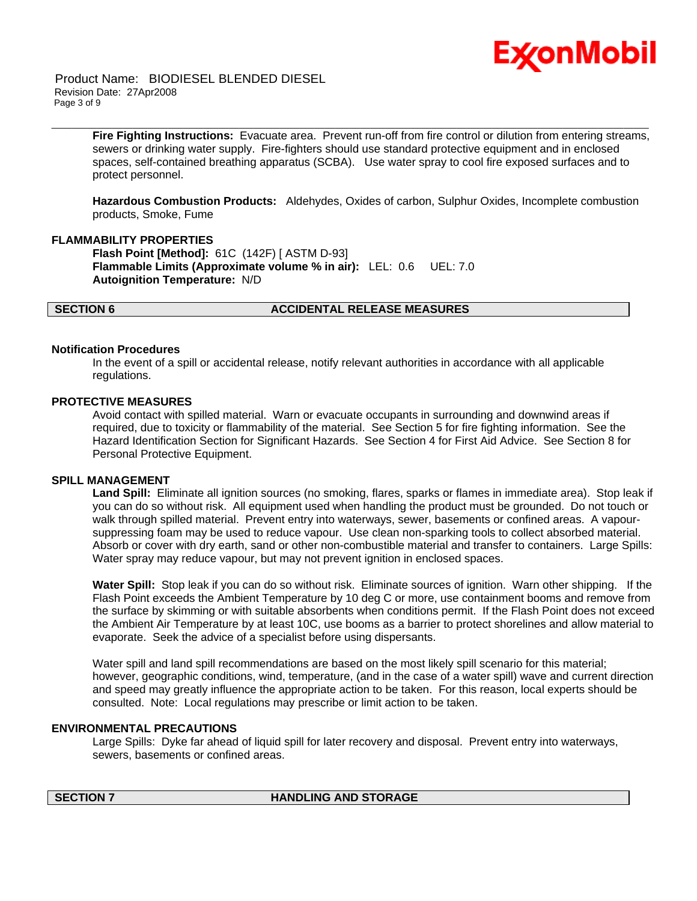**Fire Fighting Instructions:** Evacuate area. Prevent run-off from fire control or dilution from entering streams, sewers or drinking water supply. Fire-fighters should use standard protective equipment and in enclosed spaces, self-contained breathing apparatus (SCBA). Use water spray to cool fire exposed surfaces and to protect personnel.

**Hazardous Combustion Products:** Aldehydes, Oxides of carbon, Sulphur Oxides, Incomplete combustion products, Smoke, Fume

### FLAMMABILITY PROPERTIES

**Flash Point [Method]:** 61C (142F) [ ASTM D-93]
**Flammable Limits (Approximate volume % in air):** LEL: 0.6 UEL: 7.0
**Autoignition Temperature:** N/D

## SECTION 6 ACCIDENTAL RELEASE MEASURES

### Notification Procedures

In the event of a spill or accidental release, notify relevant authorities in accordance with all applicable regulations.

### PROTECTIVE MEASURES

Avoid contact with spilled material. Warn or evacuate occupants in surrounding and downwind areas if required, due to toxicity or flammability of the material. See Section 5 for fire fighting information. See the Hazard Identification Section for Significant Hazards. See Section 4 for First Aid Advice. See Section 8 for Personal Protective Equipment.

### SPILL MANAGEMENT

**Land Spill:** Eliminate all ignition sources (no smoking, flares, sparks or flames in immediate area). Stop leak if you can do so without risk. All equipment used when handling the product must be grounded. Do not touch or walk through spilled material. Prevent entry into waterways, sewer, basements or confined areas. A vapour-suppressing foam may be used to reduce vapour. Use clean non-sparking tools to collect absorbed material. Absorb or cover with dry earth, sand or other non-combustible material and transfer to containers. Large Spills: Water spray may reduce vapour, but may not prevent ignition in enclosed spaces.

**Water Spill:** Stop leak if you can do so without risk. Eliminate sources of ignition. Warn other shipping. If the Flash Point exceeds the Ambient Temperature by 10 deg C or more, use containment booms and remove from the surface by skimming or with suitable absorbents when conditions permit. If the Flash Point does not exceed the Ambient Air Temperature by at least 10C, use booms as a barrier to protect shorelines and allow material to evaporate. Seek the advice of a specialist before using dispersants.

Water spill and land spill recommendations are based on the most likely spill scenario for this material; however, geographic conditions, wind, temperature, (and in the case of a water spill) wave and current direction and speed may greatly influence the appropriate action to be taken. For this reason, local experts should be consulted. Note: Local regulations may prescribe or limit action to be taken.

### ENVIRONMENTAL PRECAUTIONS

Large Spills: Dyke far ahead of liquid spill for later recovery and disposal. Prevent entry into waterways, sewers, basements or confined areas.

## SECTION 7 HANDLING AND STORAGE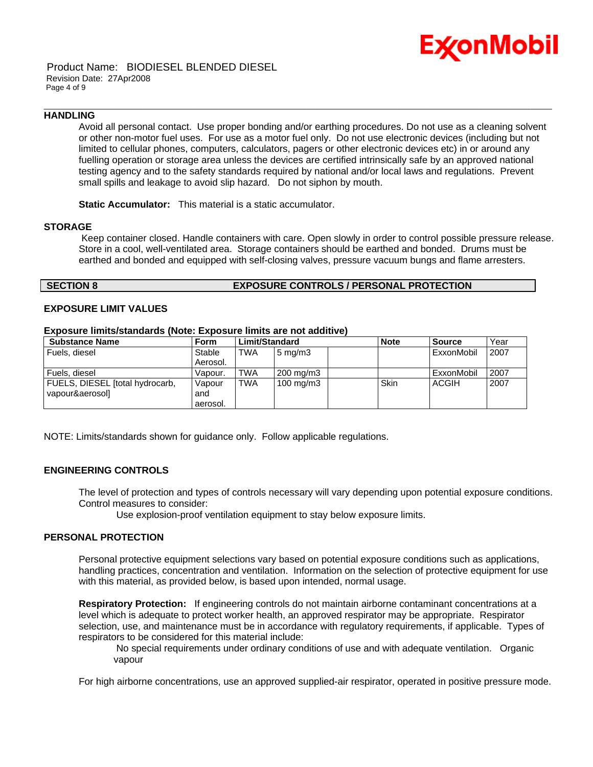### HANDLING

Avoid all personal contact. Use proper bonding and/or earthing procedures. Do not use as a cleaning solvent or other non-motor fuel uses. For use as a motor fuel only. Do not use electronic devices (including but not limited to cellular phones, computers, calculators, pagers or other electronic devices etc) in or around any fuelling operation or storage area unless the devices are certified intrinsically safe by an approved national testing agency and to the safety standards required by national and/or local laws and regulations. Prevent small spills and leakage to avoid slip hazard. Do not siphon by mouth.

**Static Accumulator:** This material is a static accumulator.

### STORAGE

Keep container closed. Handle containers with care. Open slowly in order to control possible pressure release. Store in a cool, well-ventilated area. Storage containers should be earthed and bonded. Drums must be earthed and bonded and equipped with self-closing valves, pressure vacuum bungs and flame arresters.

## SECTION 8 EXPOSURE CONTROLS / PERSONAL PROTECTION

### EXPOSURE LIMIT VALUES

**Exposure limits/standards (Note: Exposure limits are not additive)**

| Substance Name | Form | Limit/Standard | | | Note | Source | Year |
|---|---|---|---|---|---|---|---|
| Fuels, diesel | Stable Aerosol. | TWA | 5 mg/m3 | | | ExxonMobil | 2007 |
| Fuels, diesel | Vapour. | TWA | 200 mg/m3 | | | ExxonMobil | 2007 |
| FUELS, DIESEL [total hydrocarb, vapour&aerosol] | Vapour and aerosol. | TWA | 100 mg/m3 | | Skin | ACGIH | 2007 |

NOTE: Limits/standards shown for guidance only. Follow applicable regulations.

### ENGINEERING CONTROLS

The level of protection and types of controls necessary will vary depending upon potential exposure conditions. Control measures to consider:

Use explosion-proof ventilation equipment to stay below exposure limits.

### PERSONAL PROTECTION

Personal protective equipment selections vary based on potential exposure conditions such as applications, handling practices, concentration and ventilation. Information on the selection of protective equipment for use with this material, as provided below, is based upon intended, normal usage.

**Respiratory Protection:** If engineering controls do not maintain airborne contaminant concentrations at a level which is adequate to protect worker health, an approved respirator may be appropriate. Respirator selection, use, and maintenance must be in accordance with regulatory requirements, if applicable. Types of respirators to be considered for this material include:

No special requirements under ordinary conditions of use and with adequate ventilation. Organic vapour

For high airborne concentrations, use an approved supplied-air respirator, operated in positive pressure mode.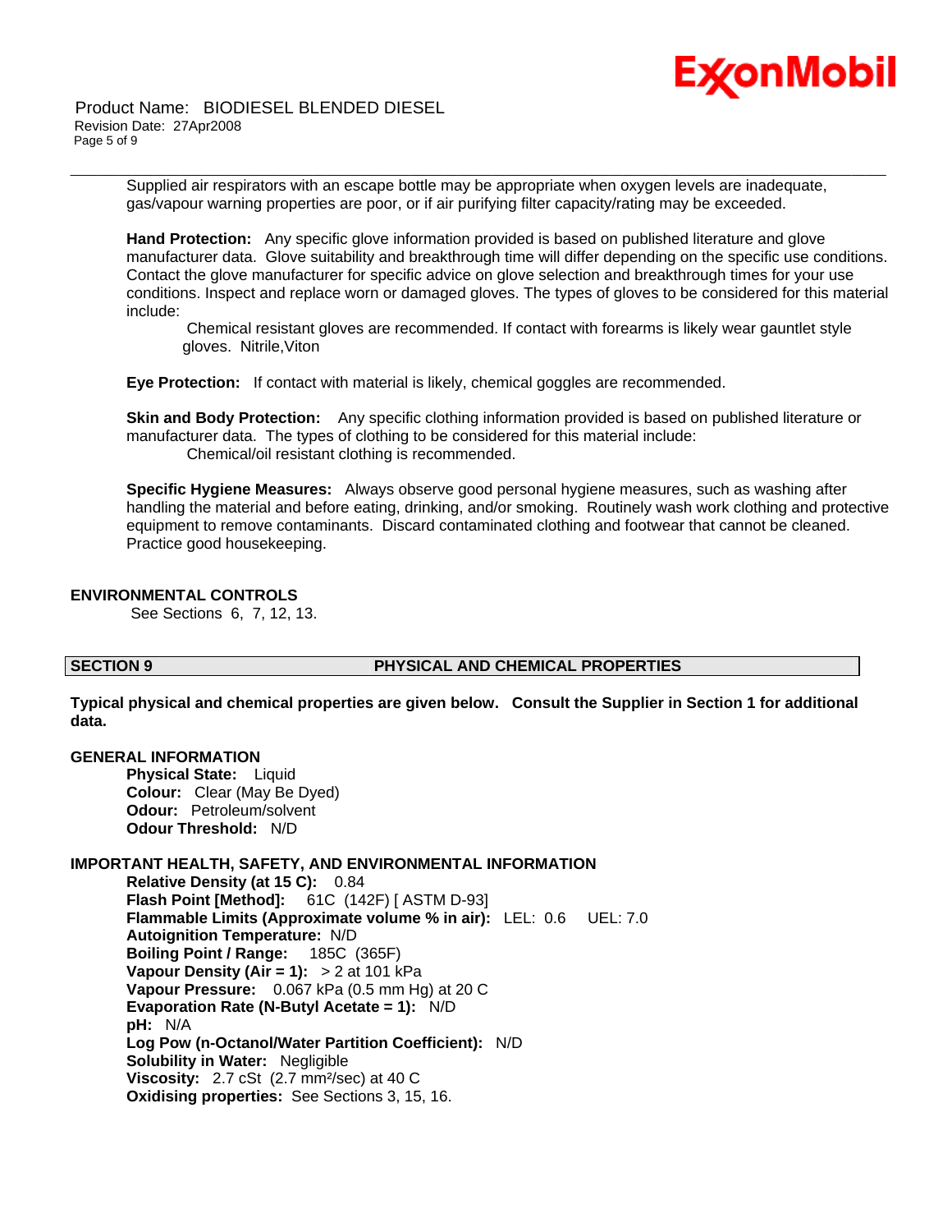Supplied air respirators with an escape bottle may be appropriate when oxygen levels are inadequate, gas/vapour warning properties are poor, or if air purifying filter capacity/rating may be exceeded.

**Hand Protection:** Any specific glove information provided is based on published literature and glove manufacturer data. Glove suitability and breakthrough time will differ depending on the specific use conditions. Contact the glove manufacturer for specific advice on glove selection and breakthrough times for your use conditions. Inspect and replace worn or damaged gloves. The types of gloves to be considered for this material include:

Chemical resistant gloves are recommended. If contact with forearms is likely wear gauntlet style gloves. Nitrile,Viton

**Eye Protection:** If contact with material is likely, chemical goggles are recommended.

**Skin and Body Protection:** Any specific clothing information provided is based on published literature or manufacturer data. The types of clothing to be considered for this material include:

Chemical/oil resistant clothing is recommended.

**Specific Hygiene Measures:** Always observe good personal hygiene measures, such as washing after handling the material and before eating, drinking, and/or smoking. Routinely wash work clothing and protective equipment to remove contaminants. Discard contaminated clothing and footwear that cannot be cleaned. Practice good housekeeping.

### ENVIRONMENTAL CONTROLS

See Sections 6, 7, 12, 13.

## SECTION 9 PHYSICAL AND CHEMICAL PROPERTIES

**Typical physical and chemical properties are given below. Consult the Supplier in Section 1 for additional data.**

### GENERAL INFORMATION

**Physical State:** Liquid
**Colour:** Clear (May Be Dyed)
**Odour:** Petroleum/solvent
**Odour Threshold:** N/D

### IMPORTANT HEALTH, SAFETY, AND ENVIRONMENTAL INFORMATION

**Relative Density (at 15 C):** 0.84
**Flash Point [Method]:** 61C (142F) [ ASTM D-93]
**Flammable Limits (Approximate volume % in air):** LEL: 0.6 UEL: 7.0
**Autoignition Temperature:** N/D
**Boiling Point / Range:** 185C (365F)
**Vapour Density (Air = 1):** > 2 at 101 kPa
**Vapour Pressure:** 0.067 kPa (0.5 mm Hg) at 20 C
**Evaporation Rate (N-Butyl Acetate = 1):** N/D
**pH:** N/A
**Log Pow (n-Octanol/Water Partition Coefficient):** N/D
**Solubility in Water:** Negligible
**Viscosity:** 2.7 cSt (2.7 mm²/sec) at 40 C
**Oxidising properties:** See Sections 3, 15, 16.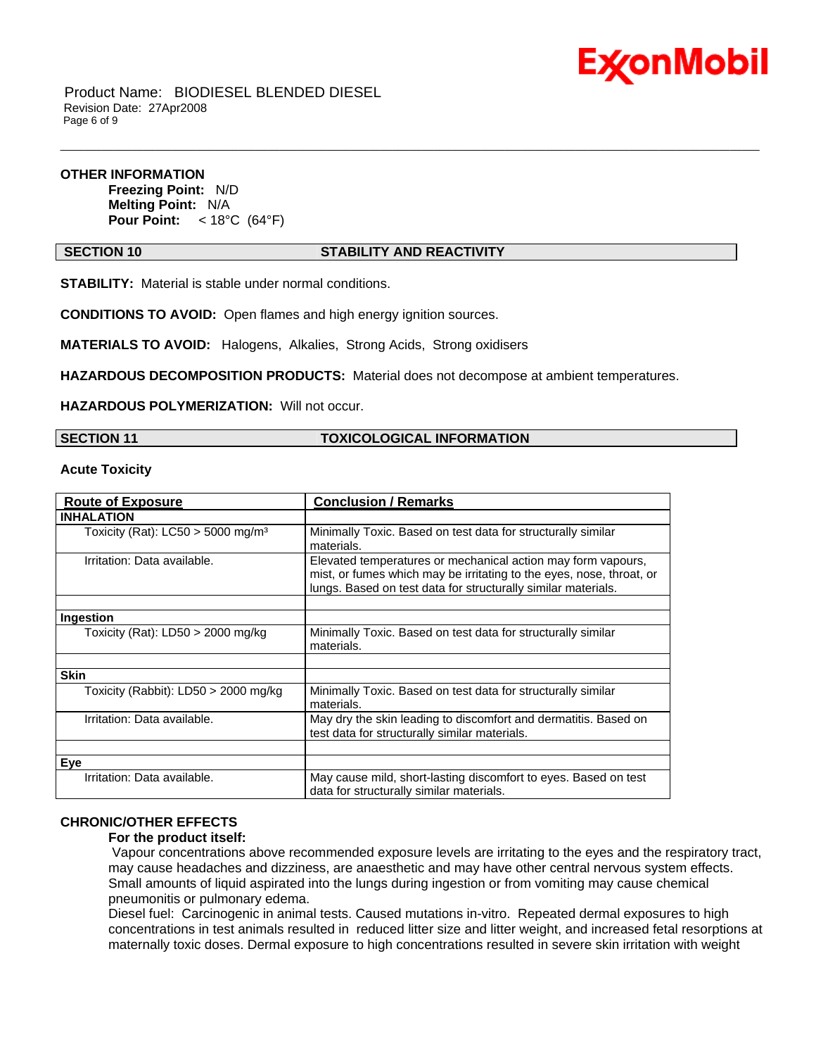**OTHER INFORMATION**

**Freezing Point:** N/D
**Melting Point:** N/A
**Pour Point:** < 18°C (64°F)

## SECTION 10 STABILITY AND REACTIVITY

**STABILITY:** Material is stable under normal conditions.

**CONDITIONS TO AVOID:** Open flames and high energy ignition sources.

**MATERIALS TO AVOID:** Halogens, Alkalies, Strong Acids, Strong oxidisers

**HAZARDOUS DECOMPOSITION PRODUCTS:** Material does not decompose at ambient temperatures.

**HAZARDOUS POLYMERIZATION:** Will not occur.

## SECTION 11 TOXICOLOGICAL INFORMATION

**Acute Toxicity**

| Route of Exposure | Conclusion / Remarks |
|---|---|
| **INHALATION** | |
| Toxicity (Rat): LC50 > 5000 mg/m³ | Minimally Toxic. Based on test data for structurally similar materials. |
| Irritation: Data available. | Elevated temperatures or mechanical action may form vapours, mist, or fumes which may be irritating to the eyes, nose, throat, or lungs. Based on test data for structurally similar materials. |
| | |
| **Ingestion** | |
| Toxicity (Rat): LD50 > 2000 mg/kg | Minimally Toxic. Based on test data for structurally similar materials. |
| | |
| **Skin** | |
| Toxicity (Rabbit): LD50 > 2000 mg/kg | Minimally Toxic. Based on test data for structurally similar materials. |
| Irritation: Data available. | May dry the skin leading to discomfort and dermatitis. Based on test data for structurally similar materials. |
| | |
| **Eye** | |
| Irritation: Data available. | May cause mild, short-lasting discomfort to eyes. Based on test data for structurally similar materials. |

**CHRONIC/OTHER EFFECTS**

**For the product itself:**

Vapour concentrations above recommended exposure levels are irritating to the eyes and the respiratory tract, may cause headaches and dizziness, are anaesthetic and may have other central nervous system effects. Small amounts of liquid aspirated into the lungs during ingestion or from vomiting may cause chemical pneumonitis or pulmonary edema.
Diesel fuel: Carcinogenic in animal tests. Caused mutations in-vitro. Repeated dermal exposures to high concentrations in test animals resulted in reduced litter size and litter weight, and increased fetal resorptions at maternally toxic doses. Dermal exposure to high concentrations resulted in severe skin irritation with weight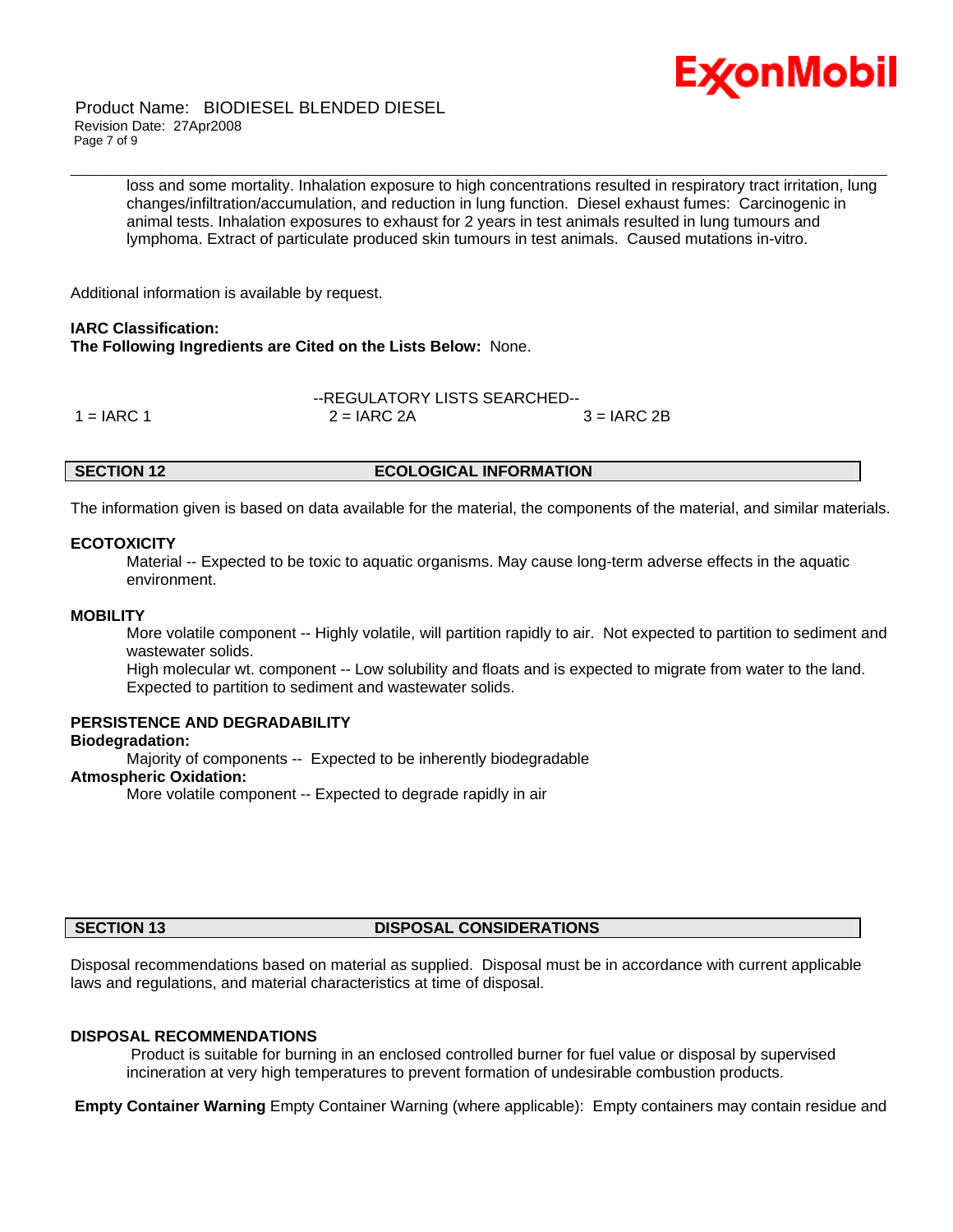loss and some mortality. Inhalation exposure to high concentrations resulted in respiratory tract irritation, lung changes/infiltration/accumulation, and reduction in lung function. Diesel exhaust fumes: Carcinogenic in animal tests. Inhalation exposures to exhaust for 2 years in test animals resulted in lung tumours and lymphoma. Extract of particulate produced skin tumours in test animals. Caused mutations in-vitro.

Additional information is available by request.

**IARC Classification:**
**The Following Ingredients are Cited on the Lists Below:** None.

--REGULATORY LISTS SEARCHED--

| 1 = IARC 1 | 2 = IARC 2A | 3 = IARC 2B |
|---|---|---|

## SECTION 12 ECOLOGICAL INFORMATION

The information given is based on data available for the material, the components of the material, and similar materials.

**ECOTOXICITY**

Material -- Expected to be toxic to aquatic organisms. May cause long-term adverse effects in the aquatic environment.

**MOBILITY**

More volatile component -- Highly volatile, will partition rapidly to air. Not expected to partition to sediment and wastewater solids.
High molecular wt. component -- Low solubility and floats and is expected to migrate from water to the land. Expected to partition to sediment and wastewater solids.

**PERSISTENCE AND DEGRADABILITY**

**Biodegradation:**

Majority of components -- Expected to be inherently biodegradable

**Atmospheric Oxidation:**

More volatile component -- Expected to degrade rapidly in air

## SECTION 13 DISPOSAL CONSIDERATIONS

Disposal recommendations based on material as supplied. Disposal must be in accordance with current applicable laws and regulations, and material characteristics at time of disposal.

**DISPOSAL RECOMMENDATIONS**

Product is suitable for burning in an enclosed controlled burner for fuel value or disposal by supervised incineration at very high temperatures to prevent formation of undesirable combustion products.

**Empty Container Warning** Empty Container Warning (where applicable): Empty containers may contain residue and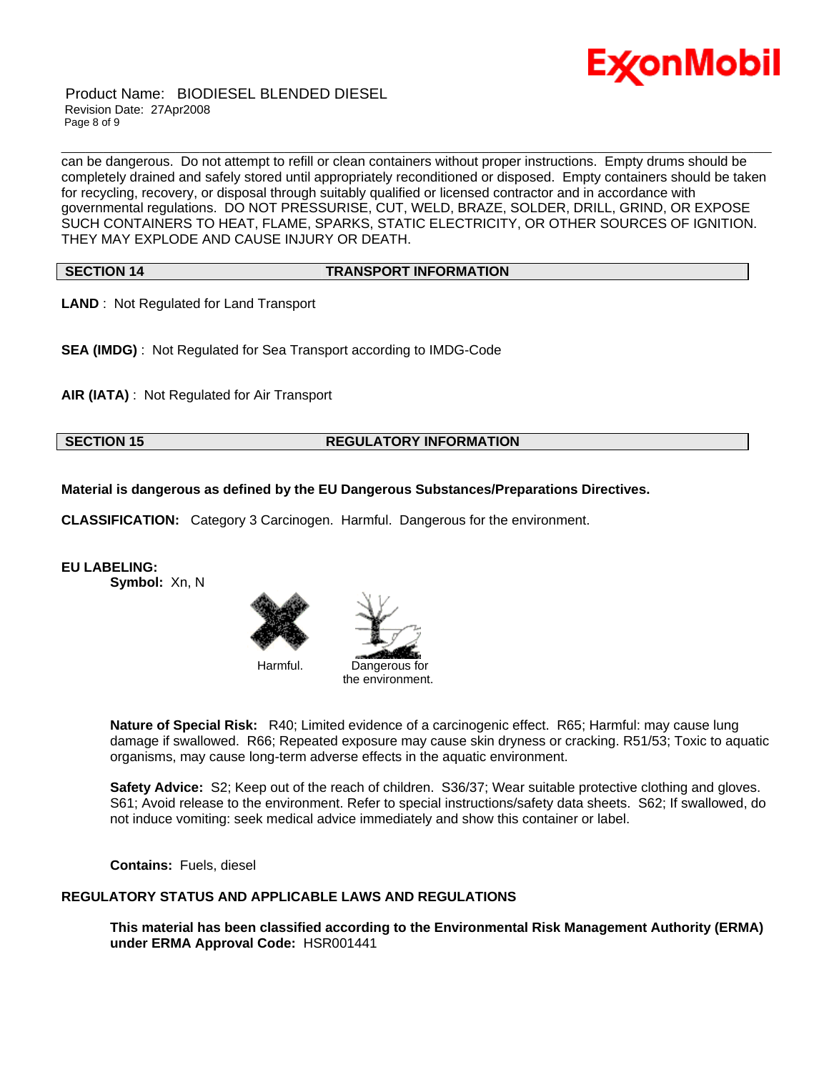can be dangerous. Do not attempt to refill or clean containers without proper instructions. Empty drums should be completely drained and safely stored until appropriately reconditioned or disposed. Empty containers should be taken for recycling, recovery, or disposal through suitably qualified or licensed contractor and in accordance with governmental regulations. DO NOT PRESSURISE, CUT, WELD, BRAZE, SOLDER, DRILL, GRIND, OR EXPOSE SUCH CONTAINERS TO HEAT, FLAME, SPARKS, STATIC ELECTRICITY, OR OTHER SOURCES OF IGNITION. THEY MAY EXPLODE AND CAUSE INJURY OR DEATH.

## SECTION 14 TRANSPORT INFORMATION

**LAND** : Not Regulated for Land Transport

**SEA (IMDG)** : Not Regulated for Sea Transport according to IMDG-Code

**AIR (IATA)** : Not Regulated for Air Transport

## SECTION 15 REGULATORY INFORMATION

**Material is dangerous as defined by the EU Dangerous Substances/Preparations Directives.**

**CLASSIFICATION:** Category 3 Carcinogen. Harmful. Dangerous for the environment.

**EU LABELING:**

**Symbol:** Xn, N

Harmful. Dangerous for the environment.

**Nature of Special Risk:** R40; Limited evidence of a carcinogenic effect. R65; Harmful: may cause lung damage if swallowed. R66; Repeated exposure may cause skin dryness or cracking. R51/53; Toxic to aquatic organisms, may cause long-term adverse effects in the aquatic environment.

**Safety Advice:** S2; Keep out of the reach of children. S36/37; Wear suitable protective clothing and gloves. S61; Avoid release to the environment. Refer to special instructions/safety data sheets. S62; If swallowed, do not induce vomiting: seek medical advice immediately and show this container or label.

**Contains:** Fuels, diesel

**REGULATORY STATUS AND APPLICABLE LAWS AND REGULATIONS**

**This material has been classified according to the Environmental Risk Management Authority (ERMA) under ERMA Approval Code:** HSR001441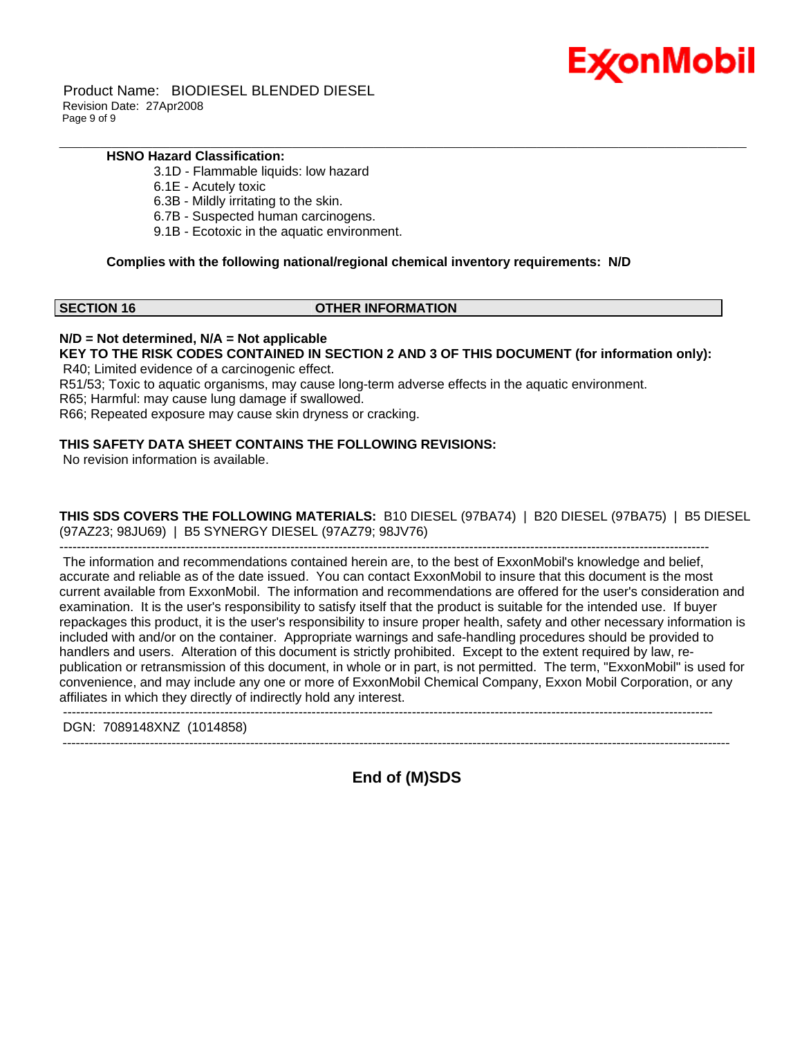**HSNO Hazard Classification:**

3.1D - Flammable liquids: low hazard
6.1E - Acutely toxic
6.3B - Mildly irritating to the skin.
6.7B - Suspected human carcinogens.
9.1B - Ecotoxic in the aquatic environment.

**Complies with the following national/regional chemical inventory requirements: N/D**

## SECTION 16 OTHER INFORMATION

**N/D = Not determined, N/A = Not applicable**

**KEY TO THE RISK CODES CONTAINED IN SECTION 2 AND 3 OF THIS DOCUMENT (for information only):**

R40; Limited evidence of a carcinogenic effect.
R51/53; Toxic to aquatic organisms, may cause long-term adverse effects in the aquatic environment.
R65; Harmful: may cause lung damage if swallowed.
R66; Repeated exposure may cause skin dryness or cracking.

**THIS SAFETY DATA SHEET CONTAINS THE FOLLOWING REVISIONS:**

No revision information is available.

**THIS SDS COVERS THE FOLLOWING MATERIALS:** B10 DIESEL (97BA74) | B20 DIESEL (97BA75) | B5 DIESEL (97AZ23; 98JU69) | B5 SYNERGY DIESEL (97AZ79; 98JV76)

---

The information and recommendations contained herein are, to the best of ExxonMobil's knowledge and belief, accurate and reliable as of the date issued. You can contact ExxonMobil to insure that this document is the most current available from ExxonMobil. The information and recommendations are offered for the user's consideration and examination. It is the user's responsibility to satisfy itself that the product is suitable for the intended use. If buyer repackages this product, it is the user's responsibility to insure proper health, safety and other necessary information is included with and/or on the container. Appropriate warnings and safe-handling procedures should be provided to handlers and users. Alteration of this document is strictly prohibited. Except to the extent required by law, re-publication or retransmission of this document, in whole or in part, is not permitted. The term, "ExxonMobil" is used for convenience, and may include any one or more of ExxonMobil Chemical Company, Exxon Mobil Corporation, or any affiliates in which they directly of indirectly hold any interest.

---

DGN: 7089148XNZ (1014858)

---

**End of (M)SDS**